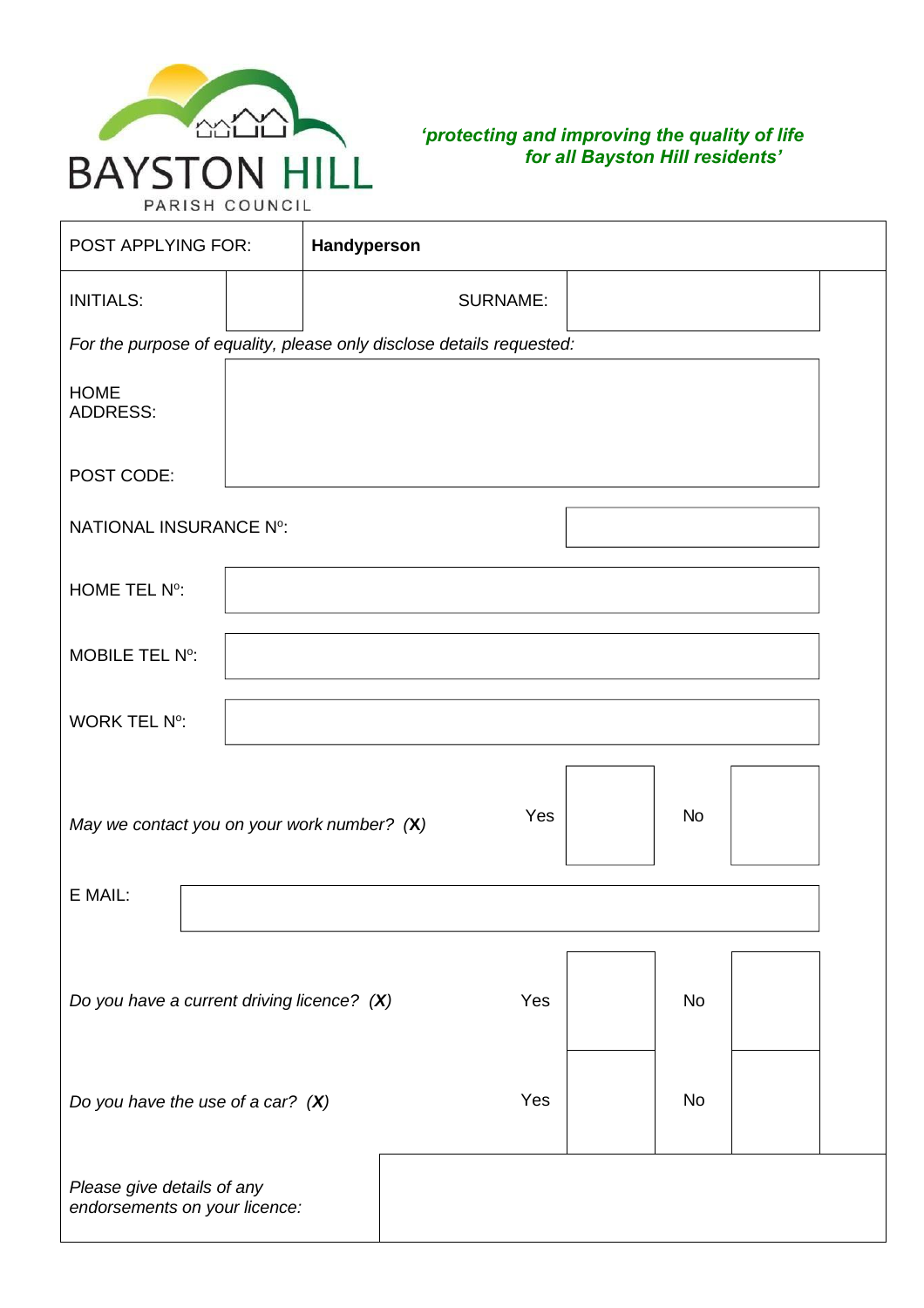BAYSTON HILL

PARISH COUNCIL

*'protecting and improving the quality of life for all Bayston Hill residents'*

| POST APPLYING FOR: | **Handyperson** | | |
|---|---|---|---|
| INITIALS: | | SURNAME: | |

*For the purpose of equality, please only disclose details requested:*

| | |
|---|---|
| HOME ADDRESS: | |
| POST CODE: | |
| NATIONAL INSURANCE Nº: | |
| HOME TEL Nº: | |
| MOBILE TEL Nº: | |
| WORK TEL Nº: | |

| | Yes | | No | |
|---|---|---|---|---|
| *May we contact you on your work number? (**X**)* | Yes | | No | |

| | |
|---|---|
| E MAIL: | |

| | Yes | | No | |
|---|---|---|---|---|
| *Do you have a current driving licence? (**X**)* | Yes | | No | |
| *Do you have the use of a car? (**X**)* | Yes | | No | |

| | |
|---|---|
| *Please give details of any endorsements on your licence:* | |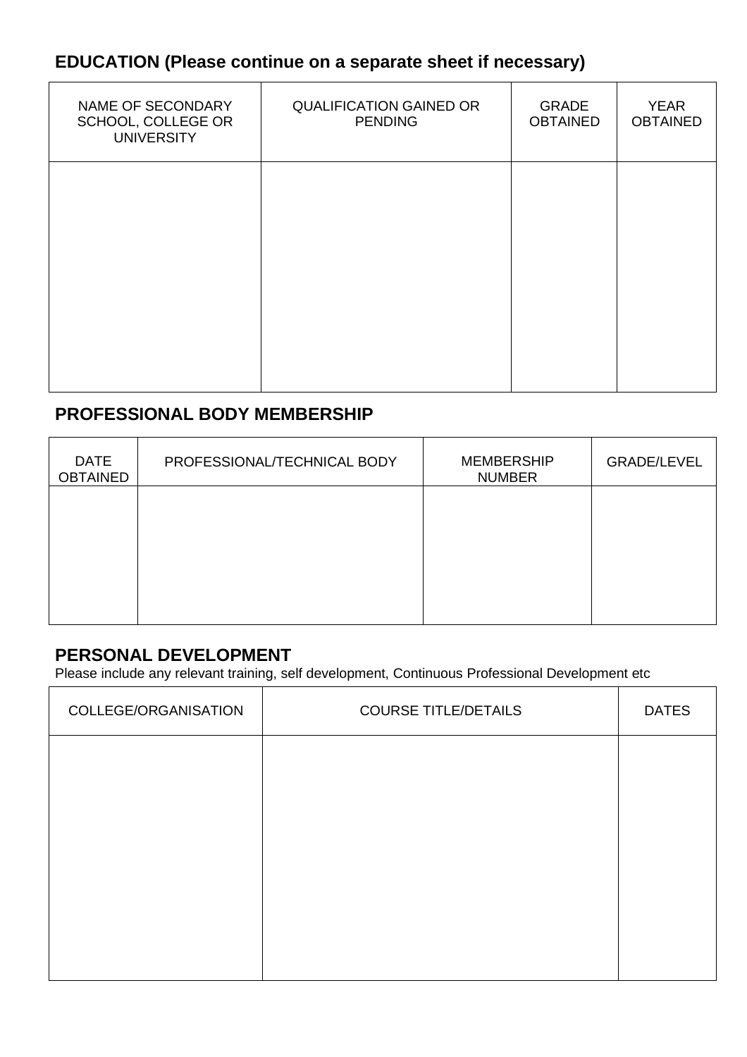## EDUCATION (Please continue on a separate sheet if necessary)

| NAME OF SECONDARY SCHOOL, COLLEGE OR UNIVERSITY | QUALIFICATION GAINED OR PENDING | GRADE OBTAINED | YEAR OBTAINED |
| --- | --- | --- | --- |
| | | | |

## PROFESSIONAL BODY MEMBERSHIP

| DATE OBTAINED | PROFESSIONAL/TECHNICAL BODY | MEMBERSHIP NUMBER | GRADE/LEVEL |
| --- | --- | --- | --- |
| | | | |

## PERSONAL DEVELOPMENT

Please include any relevant training, self development, Continuous Professional Development etc

| COLLEGE/ORGANISATION | COURSE TITLE/DETAILS | DATES |
| --- | --- | --- |
| | | |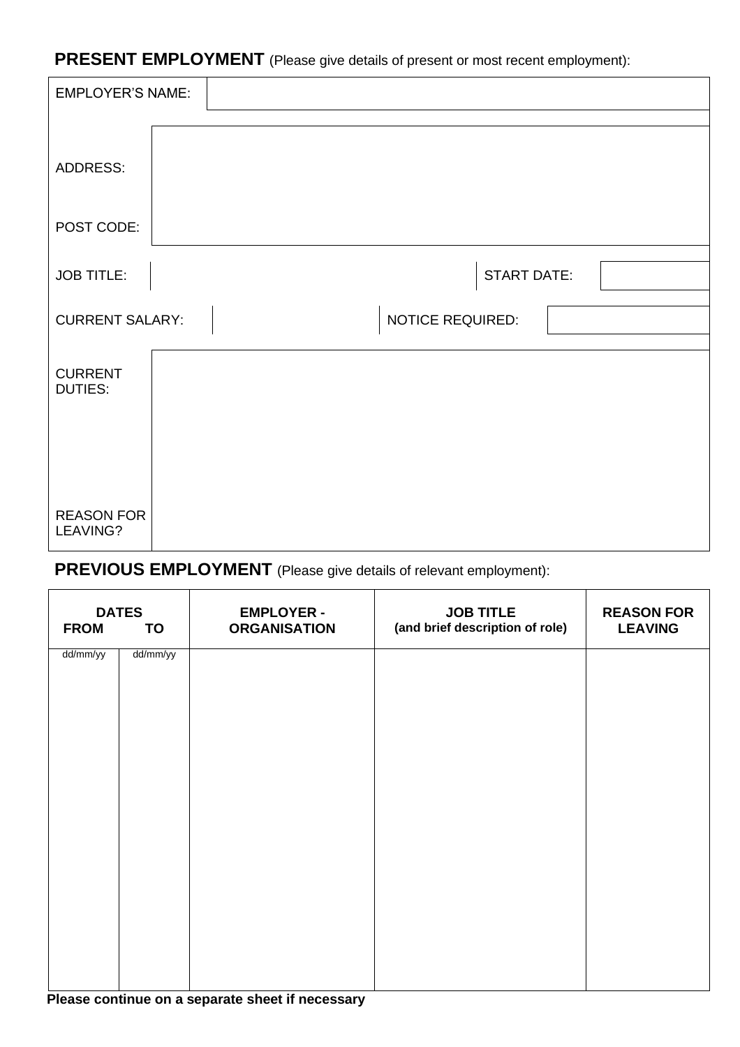**PRESENT EMPLOYMENT** (Please give details of present or most recent employment):

EMPLOYER'S NAME:

ADDRESS:

POST CODE:

JOB TITLE: | START DATE:

CURRENT SALARY: | NOTICE REQUIRED:

CURRENT DUTIES:

REASON FOR LEAVING?

**PREVIOUS EMPLOYMENT** (Please give details of relevant employment):

| DATES FROM | TO | EMPLOYER - ORGANISATION | JOB TITLE (and brief description of role) | REASON FOR LEAVING |
|---|---|---|---|---|
| dd/mm/yy | dd/mm/yy | | | |

**Please continue on a separate sheet if necessary**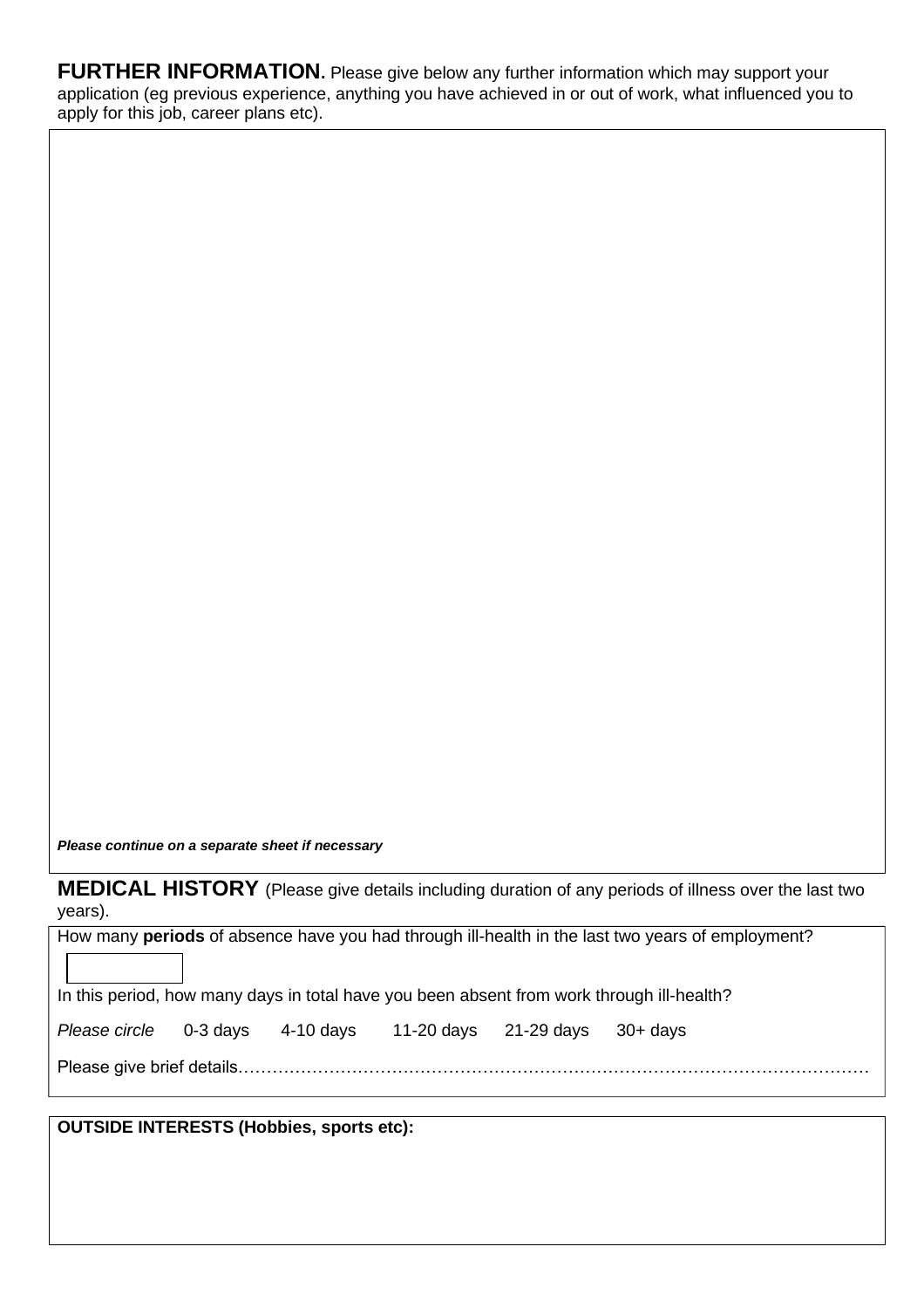**FURTHER INFORMATION.** Please give below any further information which may support your application (eg previous experience, anything you have achieved in or out of work, what influenced you to apply for this job, career plans etc).

***Please continue on a separate sheet if necessary***

**MEDICAL HISTORY** (Please give details including duration of any periods of illness over the last two years).

How many **periods** of absence have you had through ill-health in the last two years of employment?

In this period, how many days in total have you been absent from work through ill-health?

*Please circle* 0-3 days 4-10 days 11-20 days 21-29 days 30+ days

Please give brief details…………………………………………………………………………………………

**OUTSIDE INTERESTS (Hobbies, sports etc):**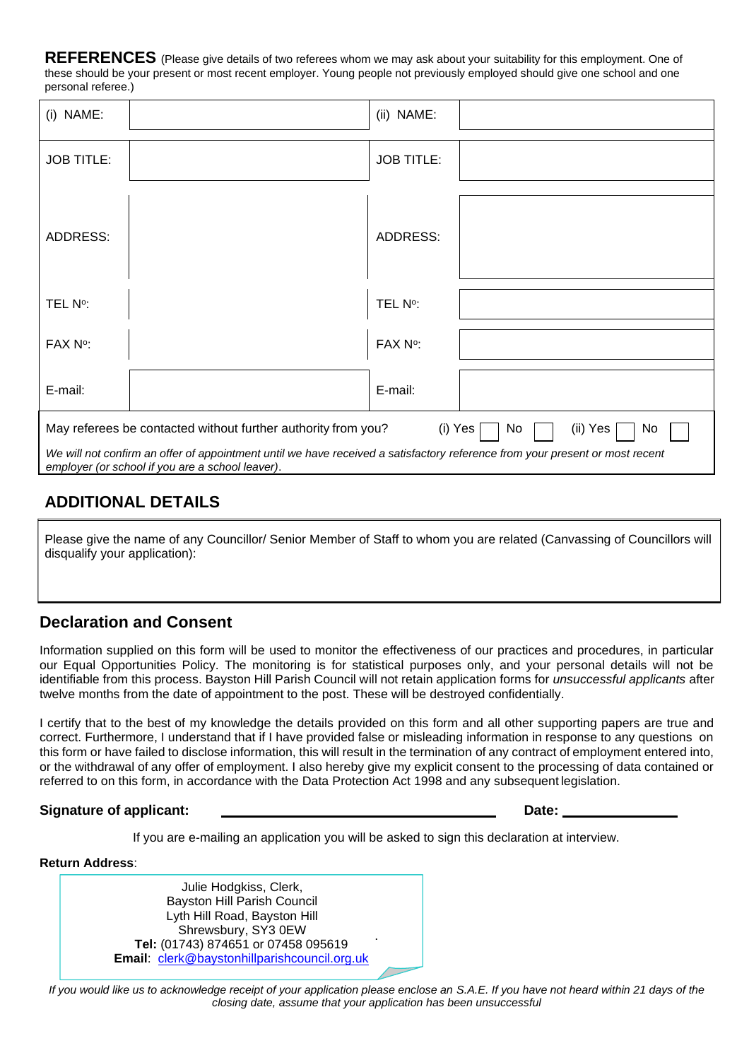## REFERENCES

(Please give details of two referees whom we may ask about your suitability for this employment. One of these should be your present or most recent employer. Young people not previously employed should give one school and one personal referee.)

| | | | |
|---|---|---|---|
| (i) NAME: | | (ii) NAME: | |
| JOB TITLE: | | JOB TITLE: | |
| ADDRESS: | | ADDRESS: | |
| TEL Nº: | | TEL Nº: | |
| FAX Nº: | | FAX Nº: | |
| E-mail: | | E-mail: | |

May referees be contacted without further authority from you? (i) Yes ☐ No ☐ (ii) Yes ☐ No ☐

*We will not confirm an offer of appointment until we have received a satisfactory reference from your present or most recent employer (or school if you are a school leaver).*

## ADDITIONAL DETAILS

Please give the name of any Councillor/ Senior Member of Staff to whom you are related (Canvassing of Councillors will disqualify your application):

## Declaration and Consent

Information supplied on this form will be used to monitor the effectiveness of our practices and procedures, in particular our Equal Opportunities Policy. The monitoring is for statistical purposes only, and your personal details will not be identifiable from this process. Bayston Hill Parish Council will not retain application forms for *unsuccessful applicants* after twelve months from the date of appointment to the post. These will be destroyed confidentially.

I certify that to the best of my knowledge the details provided on this form and all other supporting papers are true and correct. Furthermore, I understand that if I have provided false or misleading information in response to any questions on this form or have failed to disclose information, this will result in the termination of any contract of employment entered into, or the withdrawal of any offer of employment. I also hereby give my explicit consent to the processing of data contained or referred to on this form, in accordance with the Data Protection Act 1998 and any subsequent legislation.

**Signature of applicant:** ______________________________ **Date:** ______________

If you are e-mailing an application you will be asked to sign this declaration at interview.

**Return Address**:

Julie Hodgkiss, Clerk,
Bayston Hill Parish Council
Lyth Hill Road, Bayston Hill
Shrewsbury, SY3 0EW
**Tel:** (01743) 874651 or 07458 095619
**Email**: clerk@baystonhillparishcouncil.org.uk

*If you would like us to acknowledge receipt of your application please enclose an S.A.E. If you have not heard within 21 days of the closing date, assume that your application has been unsuccessful*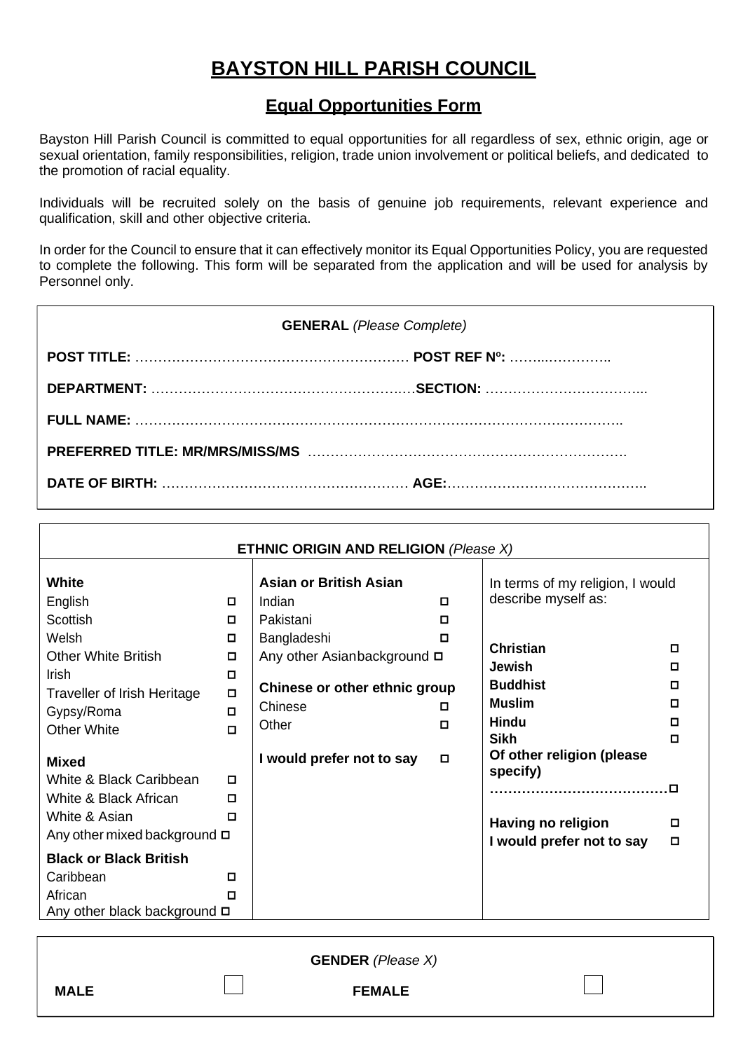# BAYSTON HILL PARISH COUNCIL

## Equal Opportunities Form

Bayston Hill Parish Council is committed to equal opportunities for all regardless of sex, ethnic origin, age or sexual orientation, family responsibilities, religion, trade union involvement or political beliefs, and dedicated to the promotion of racial equality.

Individuals will be recruited solely on the basis of genuine job requirements, relevant experience and qualification, skill and other objective criteria.

In order for the Council to ensure that it can effectively monitor its Equal Opportunities Policy, you are requested to complete the following. This form will be separated from the application and will be used for analysis by Personnel only.

**GENERAL** *(Please Complete)*

**POST TITLE:** …………………………………………………… **POST REF Nº:** ……..…………..

**DEPARTMENT:** ……………………………………………….…**SECTION:** ……………………………...

**FULL NAME:** ……………………………………………………………………………………………..

**PREFERRED TITLE: MR/MRS/MISS/MS** …………………………………………………………….

**DATE OF BIRTH:** …….………….…………….…………….… **AGE:**…………………….…………….

**ETHNIC ORIGIN AND RELIGION** *(Please X)*

| | | | | | |
|---|---|---|---|---|---|
| **White** | | **Asian or British Asian** | | In terms of my religion, I would describe myself as: | |
| English | ☐ | Indian | ☐ | | |
| Scottish | ☐ | Pakistani | ☐ | | |
| Welsh | ☐ | Bangladeshi | ☐ | **Christian** | ☐ |
| Other White British | ☐ | Any other Asianbackground | ☐ | **Jewish** | ☐ |
| Irish | ☐ | | | **Buddhist** | ☐ |
| Traveller of Irish Heritage | ☐ | **Chinese or other ethnic group** | | **Muslim** | ☐ |
| Gypsy/Roma | ☐ | Chinese | ☐ | **Hindu** | ☐ |
| Other White | ☐ | Other | ☐ | **Sikh** | ☐ |
| **Mixed** | | **I would prefer not to say** | ☐ | **Of other religion (please specify)** ………………………………… | ☐ |
| White & Black Caribbean | ☐ | | | | |
| White & Black African | ☐ | | | **Having no religion** | ☐ |
| White & Asian | ☐ | | | **I would prefer not to say** | ☐ |
| Any other mixed background | ☐ | | | | |
| **Black or Black British** | | | | | |
| Caribbean | ☐ | | | | |
| African | ☐ | | | | |
| Any other black background | ☐ | | | | |

**GENDER** *(Please X)*

**MALE** ☐ **FEMALE** ☐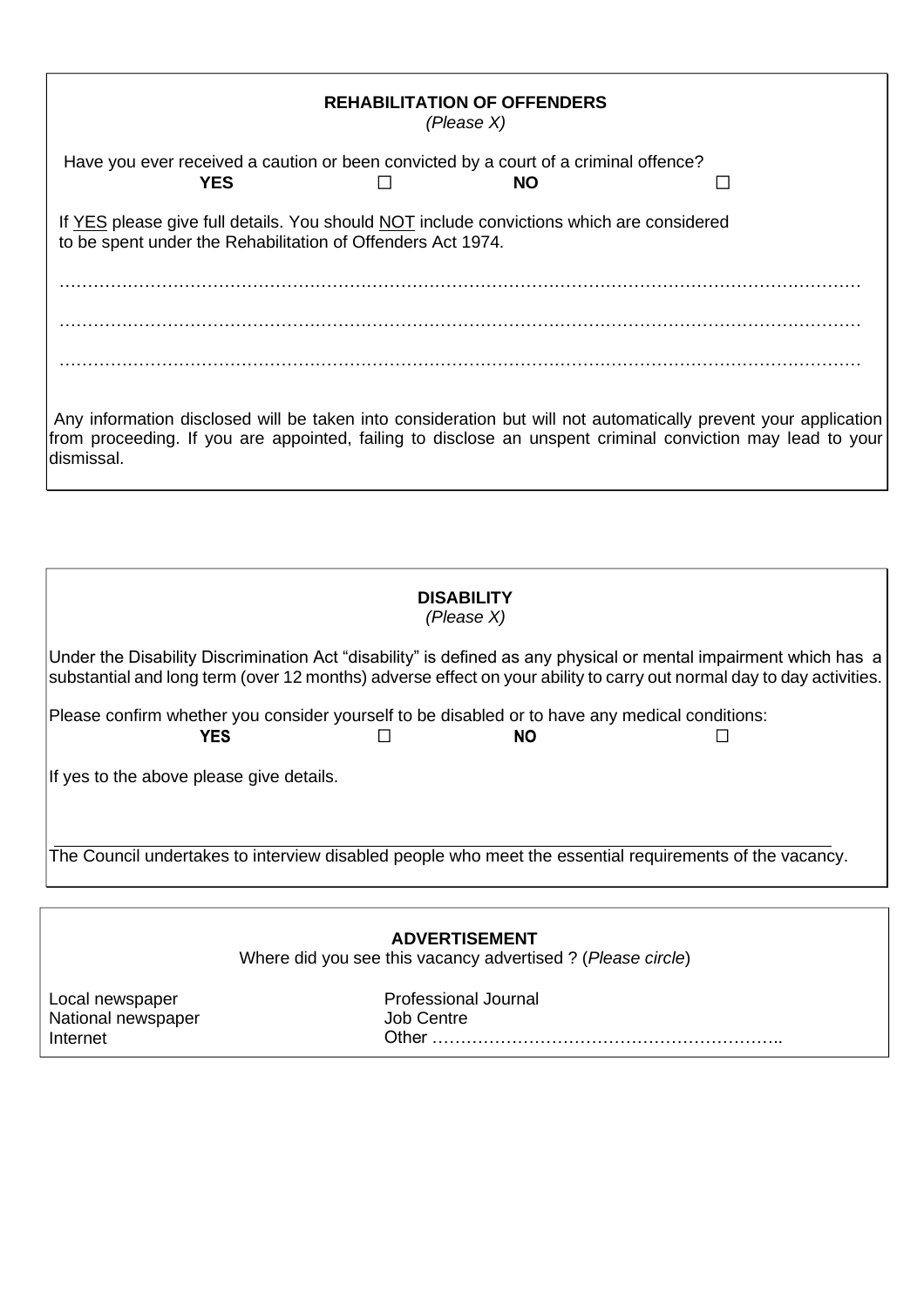## REHABILITATION OF OFFENDERS

*(Please X)*

Have you ever received a caution or been convicted by a court of a criminal offence?

**YES** ☐ **NO** ☐

If YES please give full details. You should NOT include convictions which are considered to be spent under the Rehabilitation of Offenders Act 1974.

……………………………………………………………………………………………………………………

……………………………………………………………………………………………………………………

……………………………………………………………………………………………………………………

Any information disclosed will be taken into consideration but will not automatically prevent your application from proceeding. If you are appointed, failing to disclose an unspent criminal conviction may lead to your dismissal.

## DISABILITY

*(Please X)*

Under the Disability Discrimination Act "disability" is defined as any physical or mental impairment which has a substantial and long term (over 12 months) adverse effect on your ability to carry out normal day to day activities.

Please confirm whether you consider yourself to be disabled or to have any medical conditions:

**YES** ☐ **NO** ☐

If yes to the above please give details.

______________________________________________________________________________

The Council undertakes to interview disabled people who meet the essential requirements of the vacancy.

## ADVERTISEMENT

Where did you see this vacancy advertised ? (*Please circle*)

Local newspaper
National newspaper
Internet
Professional Journal
Job Centre
Other ……………………………………………………..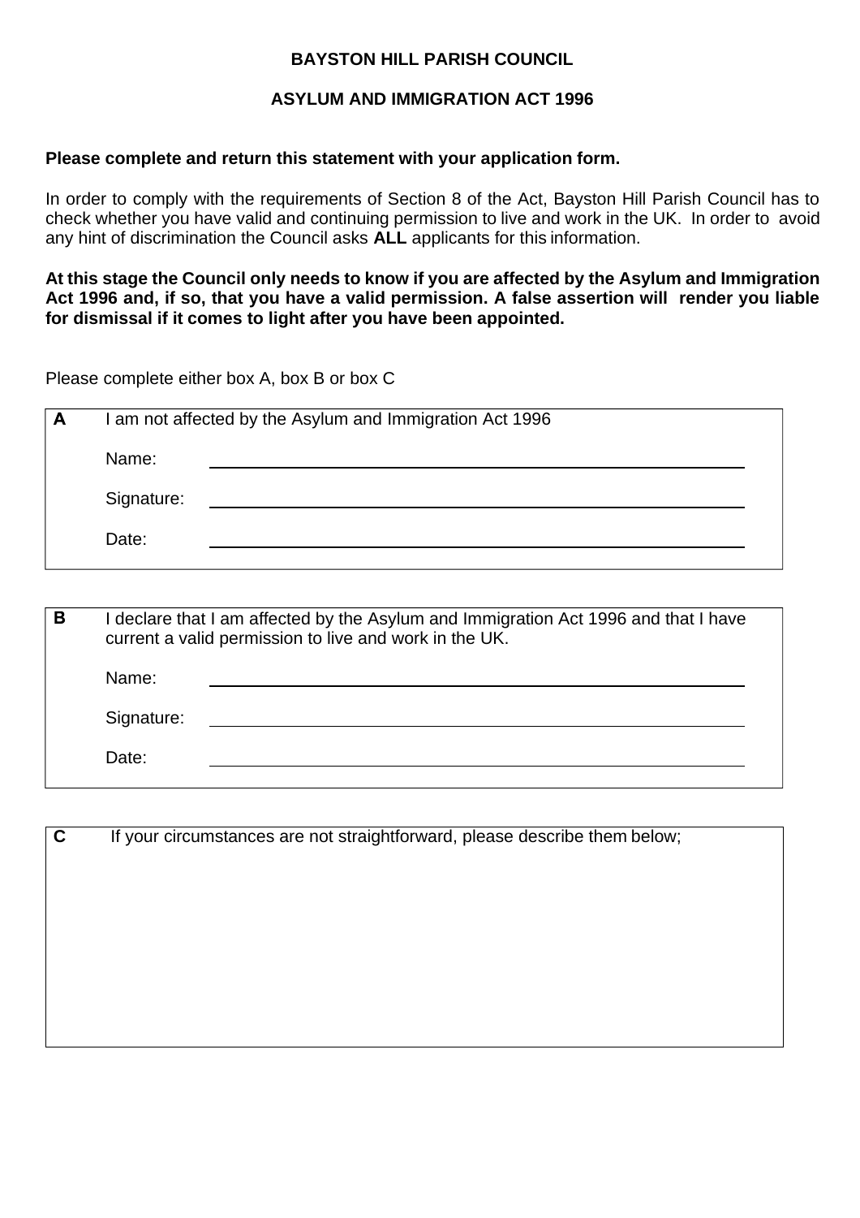**BAYSTON HILL PARISH COUNCIL**

**ASYLUM AND IMMIGRATION ACT 1996**

**Please complete and return this statement with your application form.**

In order to comply with the requirements of Section 8 of the Act, Bayston Hill Parish Council has to check whether you have valid and continuing permission to live and work in the UK. In order to avoid any hint of discrimination the Council asks **ALL** applicants for this information.

**At this stage the Council only needs to know if you are affected by the Asylum and Immigration Act 1996 and, if so, that you have a valid permission. A false assertion will render you liable for dismissal if it comes to light after you have been appointed.**

Please complete either box A, box B or box C

| | |
|---|---|
| **A** | I am not affected by the Asylum and Immigration Act 1996 |
| | Name: ______________________________ |
| | Signature: ______________________________ |
| | Date: ______________________________ |

| | |
|---|---|
| **B** | I declare that I am affected by the Asylum and Immigration Act 1996 and that I have current a valid permission to live and work in the UK. |
| | Name: ______________________________ |
| | Signature: ______________________________ |
| | Date: ______________________________ |

| | |
|---|---|
| **C** | If your circumstances are not straightforward, please describe them below; |
| | |